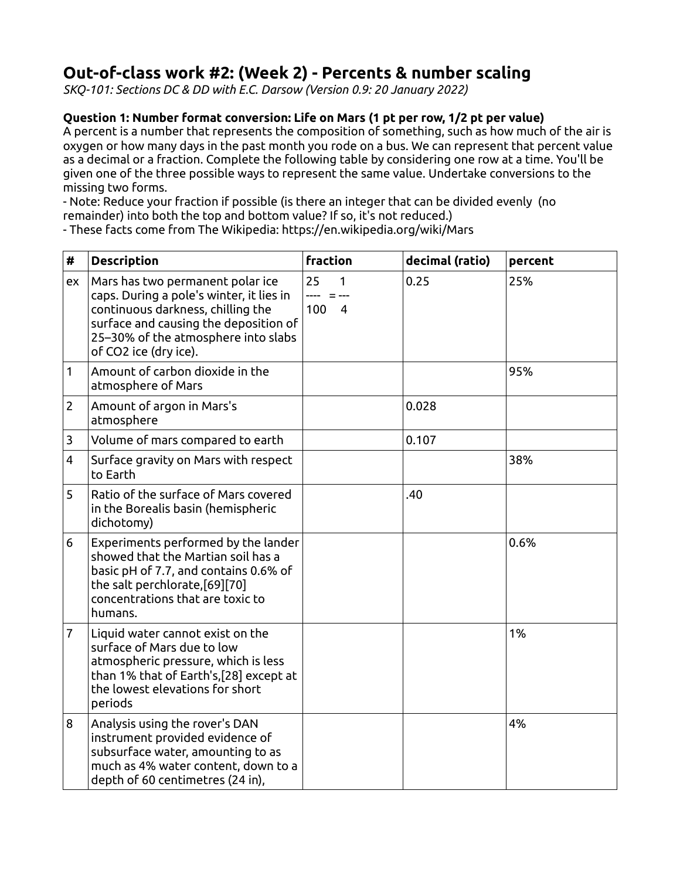# Out-of-class work #2: (Week 2) - Percents & number scaling

*SKQ-101: Sections DC & DD with E.C. Darsow (Version 0.9: 20 January 2022)*

**Question 1: Number format conversion: Life on Mars (1 pt per row, 1/2 pt per value)**

A percent is a number that represents the composition of something, such as how much of the air is oxygen or how many days in the past month you rode on a bus. We can represent that percent value as a decimal or a fraction. Complete the following table by considering one row at a time. You'll be given one of the three possible ways to represent the same value. Undertake conversions to the missing two forms.

- Note: Reduce your fraction if possible (is there an integer that can be divided evenly (no remainder) into both the top and bottom value? If so, it's not reduced.)
- These facts come from The Wikipedia: https://en.wikipedia.org/wiki/Mars

| # | Description | fraction | decimal (ratio) | percent |
|---|---|---|---|---|
| ex | Mars has two permanent polar ice caps. During a pole's winter, it lies in continuous darkness, chilling the surface and causing the deposition of 25–30% of the atmosphere into slabs of CO2 ice (dry ice). | $\frac{25}{100} = \frac{1}{4}$ | 0.25 | 25% |
| 1 | Amount of carbon dioxide in the atmosphere of Mars | | | 95% |
| 2 | Amount of argon in Mars's atmosphere | | 0.028 | |
| 3 | Volume of mars compared to earth | | 0.107 | |
| 4 | Surface gravity on Mars with respect to Earth | | | 38% |
| 5 | Ratio of the surface of Mars covered in the Borealis basin (hemispheric dichotomy) | | .40 | |
| 6 | Experiments performed by the lander showed that the Martian soil has a basic pH of 7.7, and contains 0.6% of the salt perchlorate,[69][70] concentrations that are toxic to humans. | | | 0.6% |
| 7 | Liquid water cannot exist on the surface of Mars due to low atmospheric pressure, which is less than 1% that of Earth's,[28] except at the lowest elevations for short periods | | | 1% |
| 8 | Analysis using the rover's DAN instrument provided evidence of subsurface water, amounting to as much as 4% water content, down to a depth of 60 centimetres (24 in), | | | 4% |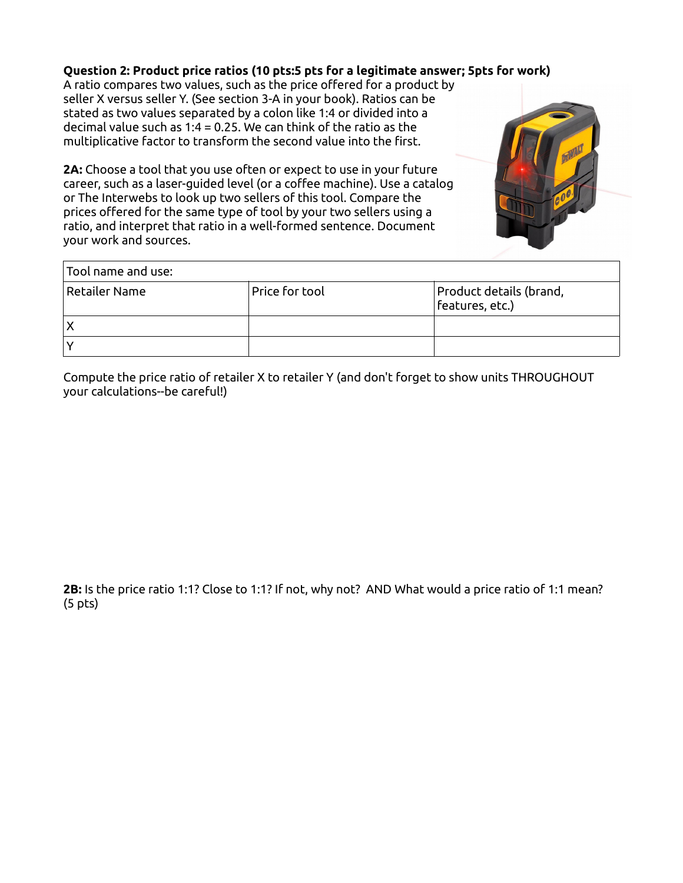**Question 2: Product price ratios (10 pts:5 pts for a legitimate answer; 5pts for work)**

A ratio compares two values, such as the price offered for a product by seller X versus seller Y. (See section 3-A in your book). Ratios can be stated as two values separated by a colon like 1:4 or divided into a decimal value such as 1:4 = 0.25. We can think of the ratio as the multiplicative factor to transform the second value into the first.

**2A:** Choose a tool that you use often or expect to use in your future career, such as a laser-guided level (or a coffee machine). Use a catalog or The Interwebs to look up two sellers of this tool. Compare the prices offered for the same type of tool by your two sellers using a ratio, and interpret that ratio in a well-formed sentence. Document your work and sources.

| Tool name and use: | | |
|---|---|---|
| Retailer Name | Price for tool | Product details (brand, features, etc.) |
| X | | |
| Y | | |

Compute the price ratio of retailer X to retailer Y (and don't forget to show units THROUGHOUT your calculations--be careful!)

**2B:** Is the price ratio 1:1? Close to 1:1? If not, why not? AND What would a price ratio of 1:1 mean? (5 pts)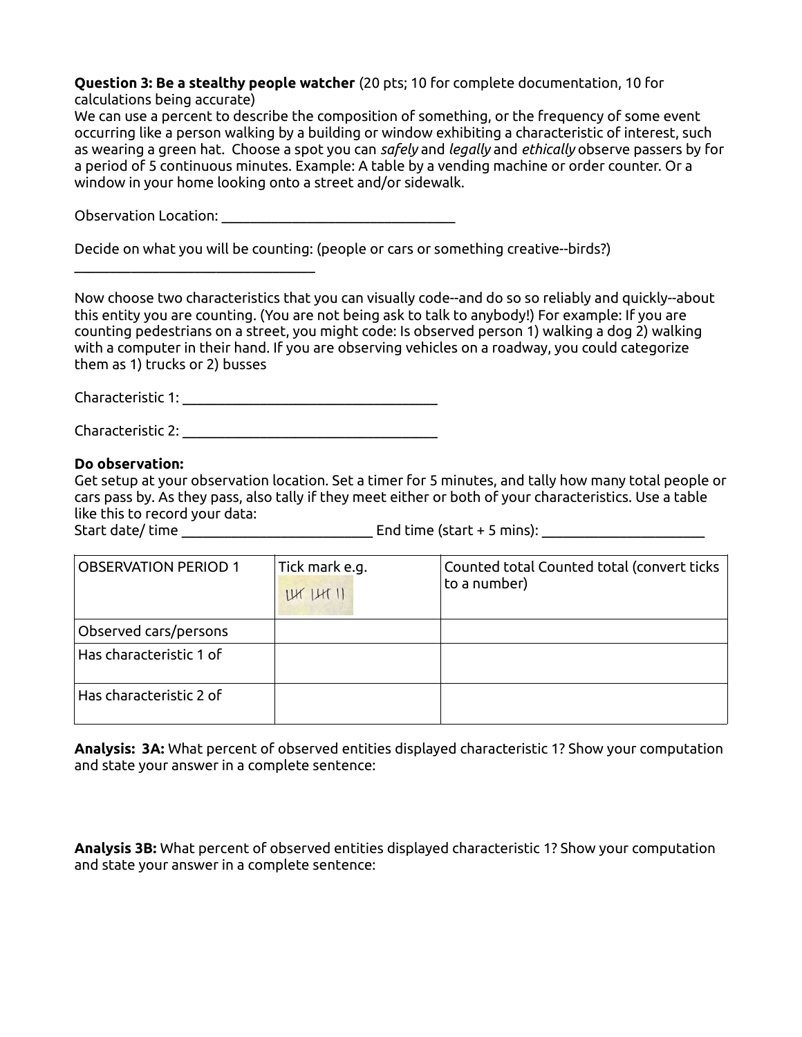**Question 3: Be a stealthy people watcher** (20 pts; 10 for complete documentation, 10 for calculations being accurate)
We can use a percent to describe the composition of something, or the frequency of some event occurring like a person walking by a building or window exhibiting a characteristic of interest, such as wearing a green hat. Choose a spot you can *safely* and *legally* and *ethically* observe passers by for a period of 5 continuous minutes. Example: A table by a vending machine or order counter. Or a window in your home looking onto a street and/or sidewalk.

Observation Location: ________________________________

Decide on what you will be counting: (people or cars or something creative--birds?)
________________________________

Now choose two characteristics that you can visually code--and do so so reliably and quickly--about this entity you are counting. (You are not being ask to talk to anybody!) For example: If you are counting pedestrians on a street, you might code: Is observed person 1) walking a dog 2) walking with a computer in their hand. If you are observing vehicles on a roadway, you could categorize them as 1) trucks or 2) busses

Characteristic 1: ___________________________________

Characteristic 2: ___________________________________

**Do observation:**
Get setup at your observation location. Set a timer for 5 minutes, and tally how many total people or cars pass by. As they pass, also tally if they meet either or both of your characteristics. Use a table like this to record your data:
Start date/ time _________________________ End time (start + 5 mins): ______________________

| OBSERVATION PERIOD 1 | Tick mark e.g. 𝍸 𝍸 II | Counted total Counted total (convert ticks to a number) |
|---|---|---|
| Observed cars/persons | | |
| Has characteristic 1 of | | |
| Has characteristic 2 of | | |

**Analysis: 3A:** What percent of observed entities displayed characteristic 1? Show your computation and state your answer in a complete sentence:

**Analysis 3B:** What percent of observed entities displayed characteristic 1? Show your computation and state your answer in a complete sentence: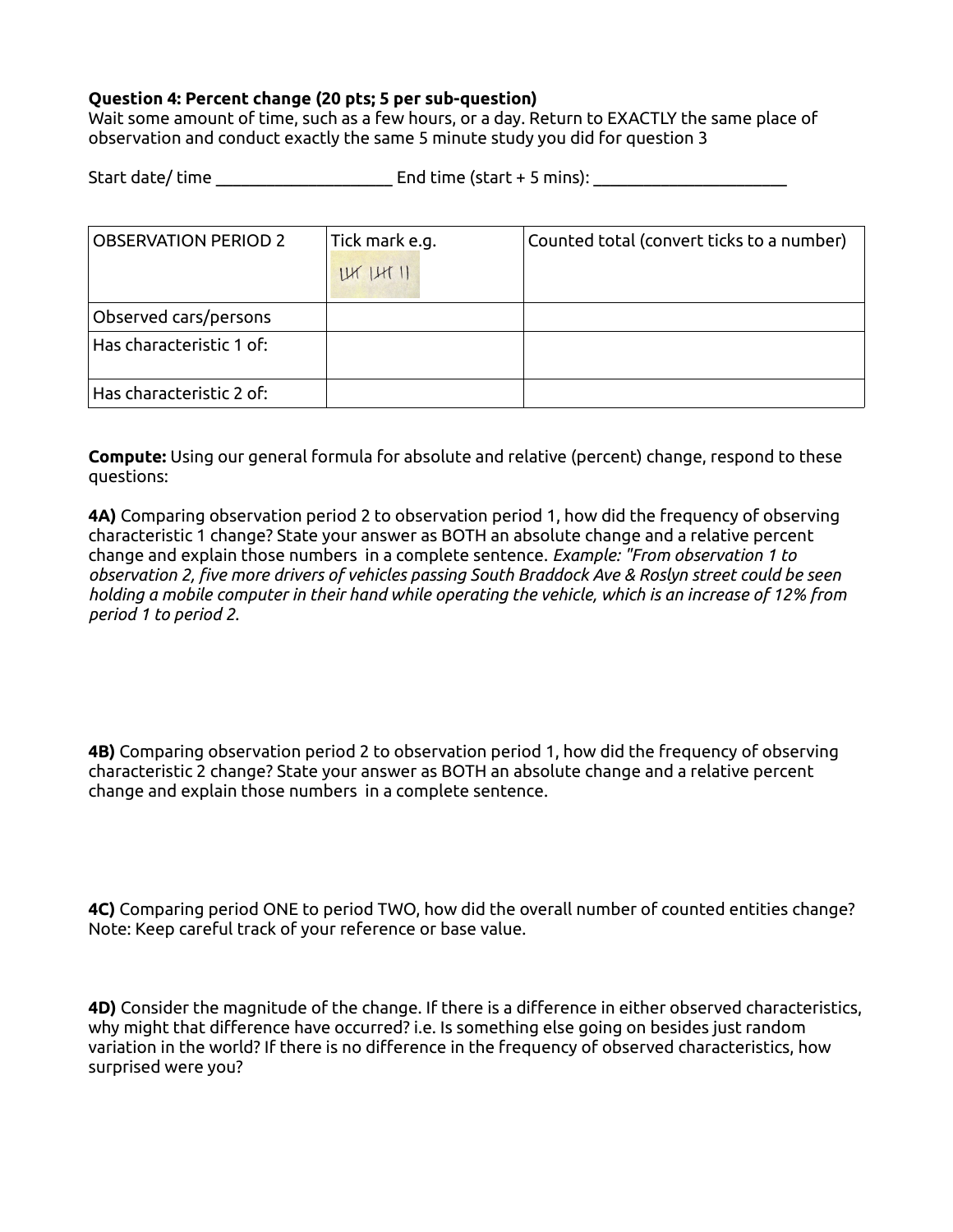**Question 4: Percent change (20 pts; 5 per sub-question)**
Wait some amount of time, such as a few hours, or a day. Return to EXACTLY the same place of observation and conduct exactly the same 5 minute study you did for question 3

Start date/ time ____________________ End time (start + 5 mins): ______________________

| OBSERVATION PERIOD 2 | Tick mark e.g. 𝍸 𝍸 II | Counted total (convert ticks to a number) |
|---|---|---|
| Observed cars/persons | | |
| Has characteristic 1 of: | | |
| Has characteristic 2 of: | | |

**Compute:** Using our general formula for absolute and relative (percent) change, respond to these questions:

**4A)** Comparing observation period 2 to observation period 1, how did the frequency of observing characteristic 1 change? State your answer as BOTH an absolute change and a relative percent change and explain those numbers in a complete sentence. *Example: "From observation 1 to observation 2, five more drivers of vehicles passing South Braddock Ave & Roslyn street could be seen holding a mobile computer in their hand while operating the vehicle, which is an increase of 12% from period 1 to period 2.*

**4B)** Comparing observation period 2 to observation period 1, how did the frequency of observing characteristic 2 change? State your answer as BOTH an absolute change and a relative percent change and explain those numbers in a complete sentence.

**4C)** Comparing period ONE to period TWO, how did the overall number of counted entities change? Note: Keep careful track of your reference or base value.

**4D)** Consider the magnitude of the change. If there is a difference in either observed characteristics, why might that difference have occurred? i.e. Is something else going on besides just random variation in the world? If there is no difference in the frequency of observed characteristics, how surprised were you?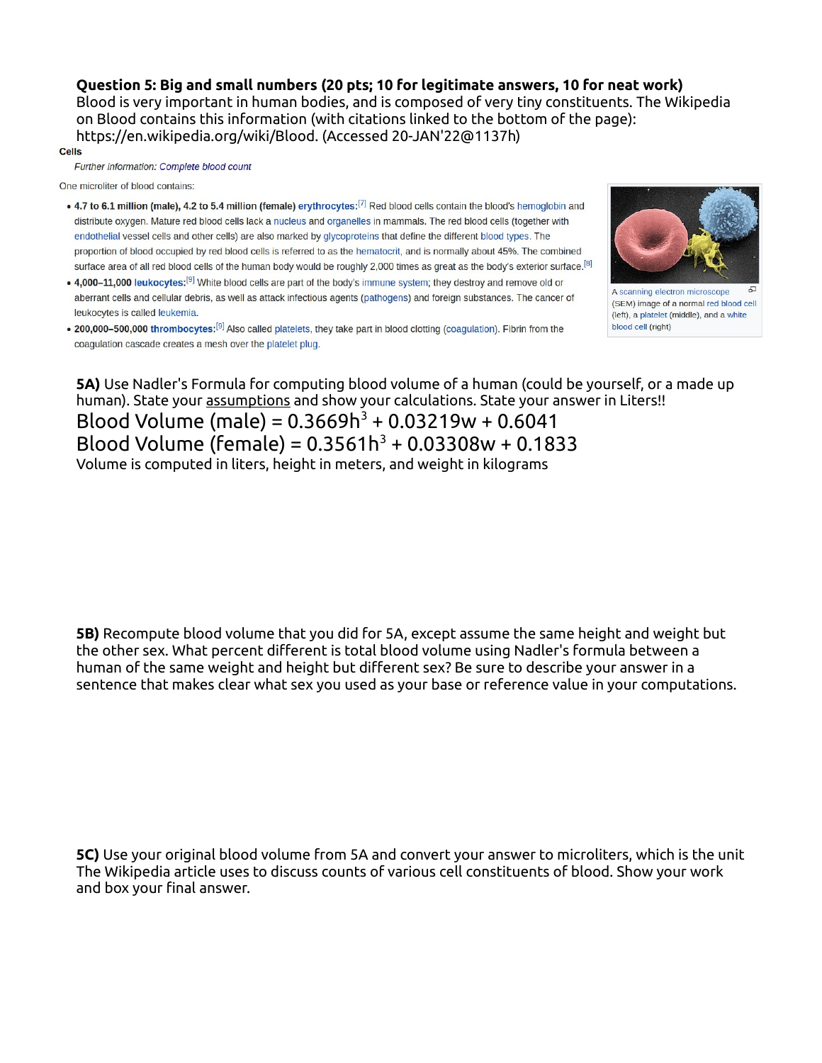**Question 5: Big and small numbers (20 pts; 10 for legitimate answers, 10 for neat work)**

Blood is very important in human bodies, and is composed of very tiny constituents. The Wikipedia on Blood contains this information (with citations linked to the bottom of the page): https://en.wikipedia.org/wiki/Blood. (Accessed 20-JAN'22@1137h)

**Cells**

*Further information: Complete blood count*

One microliter of blood contains:

- **4.7 to 6.1 million (male), 4.2 to 5.4 million (female) erythrocytes:**[7] Red blood cells contain the blood's hemoglobin and distribute oxygen. Mature red blood cells lack a nucleus and organelles in mammals. The red blood cells (together with endothelial vessel cells and other cells) are also marked by glycoproteins that define the different blood types. The proportion of blood occupied by red blood cells is referred to as the hematocrit, and is normally about 45%. The combined surface area of all red blood cells of the human body would be roughly 2,000 times as great as the body's exterior surface.[8]
- **4,000–11,000 leukocytes:**[9] White blood cells are part of the body's immune system; they destroy and remove old or aberrant cells and cellular debris, as well as attack infectious agents (pathogens) and foreign substances. The cancer of leukocytes is called leukemia.
- **200,000–500,000 thrombocytes:**[9] Also called platelets, they take part in blood clotting (coagulation). Fibrin from the coagulation cascade creates a mesh over the platelet plug.

A scanning electron microscope (SEM) image of a normal red blood cell (left), a platelet (middle), and a white blood cell (right)

**5A)** Use Nadler's Formula for computing blood volume of a human (could be yourself, or a made up human). State your assumptions and show your calculations. State your answer in Liters!!

$$\text{Blood Volume (male)} = 0.3669h^3 + 0.03219w + 0.6041$$

$$\text{Blood Volume (female)} = 0.3561h^3 + 0.03308w + 0.1833$$

Volume is computed in liters, height in meters, and weight in kilograms

**5B)** Recompute blood volume that you did for 5A, except assume the same height and weight but the other sex. What percent different is total blood volume using Nadler's formula between a human of the same weight and height but different sex? Be sure to describe your answer in a sentence that makes clear what sex you used as your base or reference value in your computations.

**5C)** Use your original blood volume from 5A and convert your answer to microliters, which is the unit The Wikipedia article uses to discuss counts of various cell constituents of blood. Show your work and box your final answer.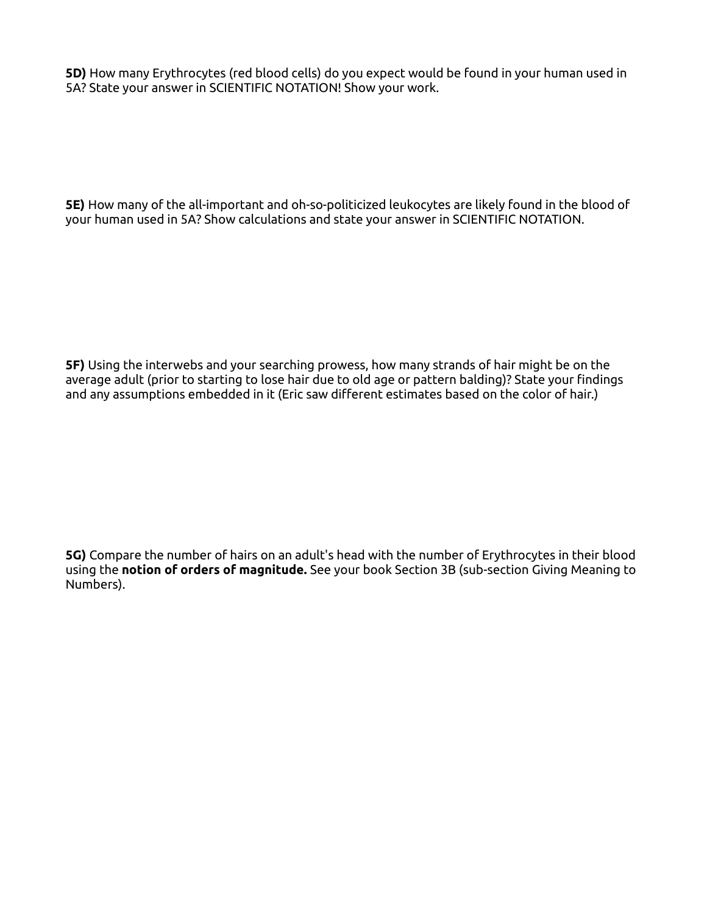**5D)** How many Erythrocytes (red blood cells) do you expect would be found in your human used in 5A? State your answer in SCIENTIFIC NOTATION! Show your work.

**5E)** How many of the all-important and oh-so-politicized leukocytes are likely found in the blood of your human used in 5A? Show calculations and state your answer in SCIENTIFIC NOTATION.

**5F)** Using the interwebs and your searching prowess, how many strands of hair might be on the average adult (prior to starting to lose hair due to old age or pattern balding)? State your findings and any assumptions embedded in it (Eric saw different estimates based on the color of hair.)

**5G)** Compare the number of hairs on an adult's head with the number of Erythrocytes in their blood using the **notion of orders of magnitude.** See your book Section 3B (sub-section Giving Meaning to Numbers).